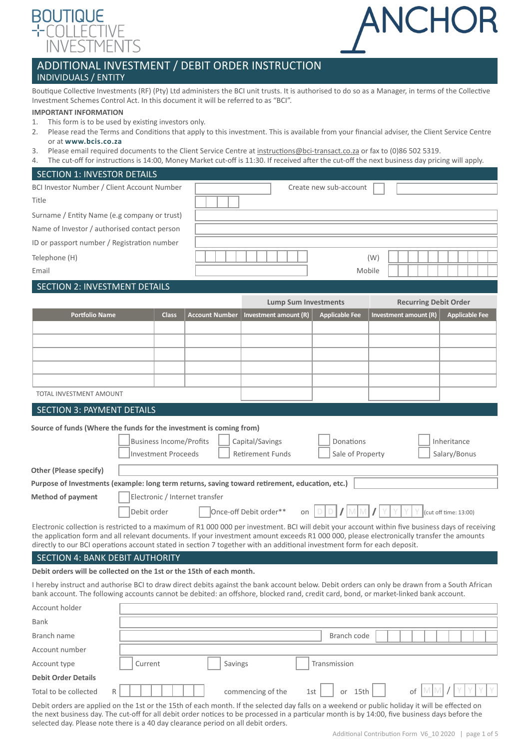BOUTIQUE COLLECTIVE INVESTMENTS

ANCHOR

# ADDITIONAL INVESTMENT / DEBIT ORDER INSTRUCTION

## INDIVIDUALS / ENTITY

Boutique Collective Investments (RF) (Pty) Ltd administers the BCI unit trusts. It is authorised to do so as a Manager, in terms of the Collective Investment Schemes Control Act. In this document it will be referred to as "BCI".

**IMPORTANT INFORMATION**

1. This form is to be used by existing investors only.
2. Please read the Terms and Conditions that apply to this investment. This is available from your financial adviser, the Client Service Centre or at **www.bcis.co.za**
3. Please email required documents to the Client Service Centre at instructions@bci-transact.co.za or fax to (0)86 502 5319.
4. The cut-off for instructions is 14:00, Money Market cut-off is 11:30. If received after the cut-off the next business day pricing will apply.

## SECTION 1: INVESTOR DETAILS

BCI Investor Number / Client Account Number ______ Create new sub-account ☐ ______

Title ______

Surname / Entity Name (e.g company or trust) ______

Name of Investor / authorised contact person ______

ID or passport number / Registration number ______

Telephone (H) ______ (W) ______

Email ______ Mobile ______

## SECTION 2: INVESTMENT DETAILS

| | | | Lump Sum Investments | | Recurring Debit Order | |
|---|---|---|---|---|---|---|
| **Portfolio Name** | **Class** | **Account Number** | **Investment amount (R)** | **Applicable Fee** | **Investment amount (R)** | **Applicable Fee** |
| | | | | | | |
| | | | | | | |
| | | | | | | |
| | | | | | | |
| | | | | | | |
| TOTAL INVESTMENT AMOUNT | | | | | | |

## SECTION 3: PAYMENT DETAILS

**Source of funds (Where the funds for the investment is coming from)**

☐ Business Income/Profits ☐ Capital/Savings ☐ Donations ☐ Inheritance
☐ Investment Proceeds ☐ Retirement Funds ☐ Sale of Property ☐ Salary/Bonus

**Other (Please specify)** ______

**Purpose of Investments (example: long term returns, saving toward retirement, education, etc.)** ______

**Method of payment** ☐ Electronic / Internet transfer

☐ Debit order ☐ Once-off Debit order** on DD / MM / YYYY (cut off time: 13:00)

Electronic collection is restricted to a maximum of R1 000 000 per investment. BCI will debit your account within five business days of receiving the application form and all relevant documents. If your investment amount exceeds R1 000 000, please electronically transfer the amounts directly to our BCI operations account stated in section 7 together with an additional investment form for each deposit.

## SECTION 4: BANK DEBIT AUTHORITY

**Debit orders will be collected on the 1st or the 15th of each month.**

I hereby instruct and authorise BCI to draw direct debits against the bank account below. Debit orders can only be drawn from a South African bank account. The following accounts cannot be debited: an offshore, blocked rand, credit card, bond, or market-linked bank account.

Account holder ______

Bank ______

Branch name ______ Branch code ______

Account number ______

Account type ☐ Current ☐ Savings ☐ Transmission

**Debit Order Details**

Total to be collected R ______ commencing of the 1st ☐ or 15th ☐ of MM / YYYY

Debit orders are applied on the 1st or the 15th of each month. If the selected day falls on a weekend or public holiday it will be effected on the next business day. The cut-off for all debit order notices to be processed in a particular month is by 14:00, five business days before the selected day. Please note there is a 40 day clearance period on all debit orders.

Additional Contribution Form V6_10 2020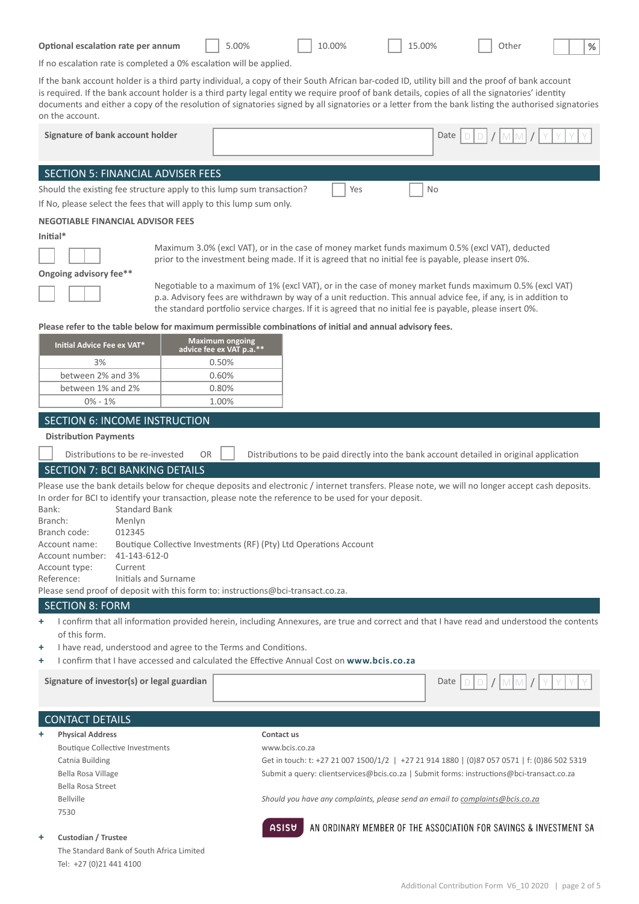**Optional escalation rate per annum** ☐ 5.00% ☐ 10.00% ☐ 15.00% ☐ Other ☐ %

If no escalation rate is completed a 0% escalation will be applied.

If the bank account holder is a third party individual, a copy of their South African bar-coded ID, utility bill and the proof of bank account is required. If the bank account holder is a third party legal entity we require proof of bank details, copies of all the signatories' identity documents and either a copy of the resolution of signatories signed by all signatories or a letter from the bank listing the authorised signatories on the account.

**Signature of bank account holder** __________ Date DD / MM / YYYY

## SECTION 5: FINANCIAL ADVISER FEES

Should the existing fee structure apply to this lump sum transaction? ☐ Yes ☐ No

If No, please select the fees that will apply to this lump sum only.

**NEGOTIABLE FINANCIAL ADVISOR FEES**

**Initial***

Maximum 3.0% (excl VAT), or in the case of money market funds maximum 0.5% (excl VAT), deducted prior to the investment being made. If it is agreed that no initial fee is payable, please insert 0%.

**Ongoing advisory fee****

Negotiable to a maximum of 1% (excl VAT), or in the case of money market funds maximum 0.5% (excl VAT) p.a. Advisory fees are withdrawn by way of a unit reduction. This annual advice fee, if any, is in addition to the standard portfolio service charges. If it is agreed that no initial fee is payable, please insert 0%.

**Please refer to the table below for maximum permissible combinations of initial and annual advisory fees.**

| Initial Advice Fee ex VAT* | Maximum ongoing advice fee ex VAT p.a.** |
|---|---|
| 3% | 0.50% |
| between 2% and 3% | 0.60% |
| between 1% and 2% | 0.80% |
| 0% - 1% | 1.00% |

## SECTION 6: INCOME INSTRUCTION

**Distribution Payments**

☐ Distributions to be re-invested OR ☐ Distributions to be paid directly into the bank account detailed in original application

## SECTION 7: BCI BANKING DETAILS

Please use the bank details below for cheque deposits and electronic / internet transfers. Please note, we will no longer accept cash deposits. In order for BCI to identify your transaction, please note the reference to be used for your deposit.

Bank: Standard Bank
Branch: Menlyn
Branch code: 012345
Account name: Boutique Collective Investments (RF) (Pty) Ltd Operations Account
Account number: 41-143-612-0
Account type: Current
Reference: Initials and Surname

Please send proof of deposit with this form to: instructions@bci-transact.co.za.

## SECTION 8: FORM

+ I confirm that all information provided herein, including Annexures, are true and correct and that I have read and understood the contents of this form.
+ I have read, understood and agree to the Terms and Conditions.
+ I confirm that I have accessed and calculated the Effective Annual Cost on **www.bcis.co.za**

**Signature of investor(s) or legal guardian** __________ Date DD / MM / YYYY

## CONTACT DETAILS

+ **Physical Address**
  Boutique Collective Investments
  Catnia Building
  Bella Rosa Village
  Bella Rosa Street
  Bellville
  7530

+ **Custodian / Trustee**
  The Standard Bank of South Africa Limited
  Tel: +27 (0)21 441 4100

**Contact us**

www.bcis.co.za

Get in touch: t: +27 21 007 1500/1/2 | +27 21 914 1880 | (0)87 057 0571 | f: (0)86 502 5319

Submit a query: clientservices@bcis.co.za | Submit forms: instructions@bci-transact.co.za

*Should you have any complaints, please send an email to complaints@bcis.co.za*

ASISA AN ORDINARY MEMBER OF THE ASSOCIATION FOR SAVINGS & INVESTMENT SA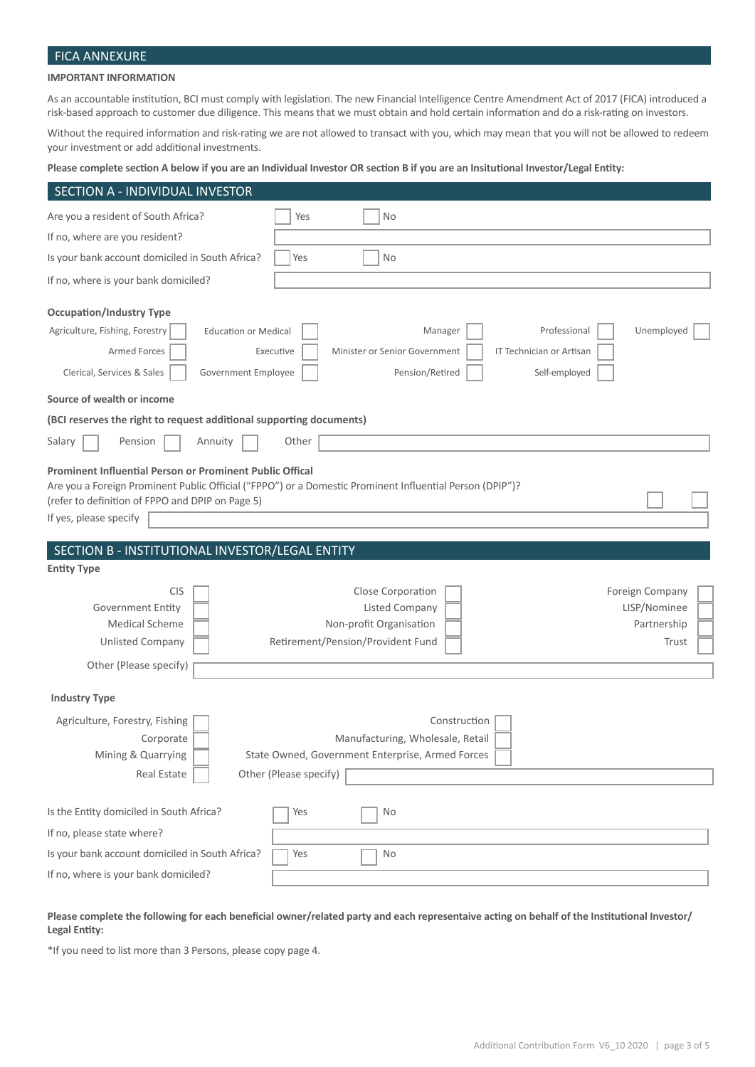## FICA ANNEXURE

**IMPORTANT INFORMATION**

As an accountable institution, BCI must comply with legislation. The new Financial Intelligence Centre Amendment Act of 2017 (FICA) introduced a risk-based approach to customer due diligence. This means that we must obtain and hold certain information and do a risk-rating on investors.

Without the required information and risk-rating we are not allowed to transact with you, which may mean that you will not be allowed to redeem your investment or add additional investments.

**Please complete section A below if you are an Individual Investor OR section B if you are an Insitutional Investor/Legal Entity:**

## SECTION A - INDIVIDUAL INVESTOR

Are you a resident of South Africa? ☐ Yes ☐ No

If no, where are you resident? ____________________

Is your bank account domiciled in South Africa? ☐ Yes ☐ No

If no, where is your bank domiciled? ____________________

**Occupation/Industry Type**

| | | | | |
|---|---|---|---|---|
| Agriculture, Fishing, Forestry ☐ | Education or Medical ☐ | Manager ☐ | Professional ☐ | Unemployed ☐ |
| Armed Forces ☐ | Executive ☐ | Minister or Senior Government ☐ | IT Technician or Artisan ☐ | |
| Clerical, Services & Sales ☐ | Government Employee ☐ | Pension/Retired ☐ | Self-employed ☐ | |

**Source of wealth or income**

**(BCI reserves the right to request additional supporting documents)**

Salary ☐ Pension ☐ Annuity ☐ Other ____________________

**Prominent Influential Person or Prominent Public Offical**

Are you a Foreign Prominent Public Official ("FPPO") or a Domestic Prominent Influential Person (DPIP")?
(refer to definition of FPPO and DPIP on Page 5) ☐ ☐

If yes, please specify ____________________

## SECTION B - INSTITUTIONAL INVESTOR/LEGAL ENTITY

**Entity Type**

| | | |
|---|---|---|
| CIS ☐ | Close Corporation ☐ | Foreign Company ☐ |
| Government Entity ☐ | Listed Company ☐ | LISP/Nominee ☐ |
| Medical Scheme ☐ | Non-profit Organisation ☐ | Partnership ☐ |
| Unlisted Company ☐ | Retirement/Pension/Provident Fund ☐ | Trust ☐ |

Other (Please specify) ____________________

**Industry Type**

| | |
|---|---|
| Agriculture, Forestry, Fishing ☐ | Construction ☐ |
| Corporate ☐ | Manufacturing, Wholesale, Retail ☐ |
| Mining & Quarrying ☐ | State Owned, Government Enterprise, Armed Forces ☐ |
| Real Estate ☐ | Other (Please specify) ____________________ |

Is the Entity domiciled in South Africa? ☐ Yes ☐ No

If no, please state where? ____________________

Is your bank account domiciled in South Africa? ☐ Yes ☐ No

If no, where is your bank domiciled? ____________________

**Please complete the following for each beneficial owner/related party and each representaive acting on behalf of the Institutional Investor/ Legal Entity:**

*If you need to list more than 3 Persons, please copy page 4.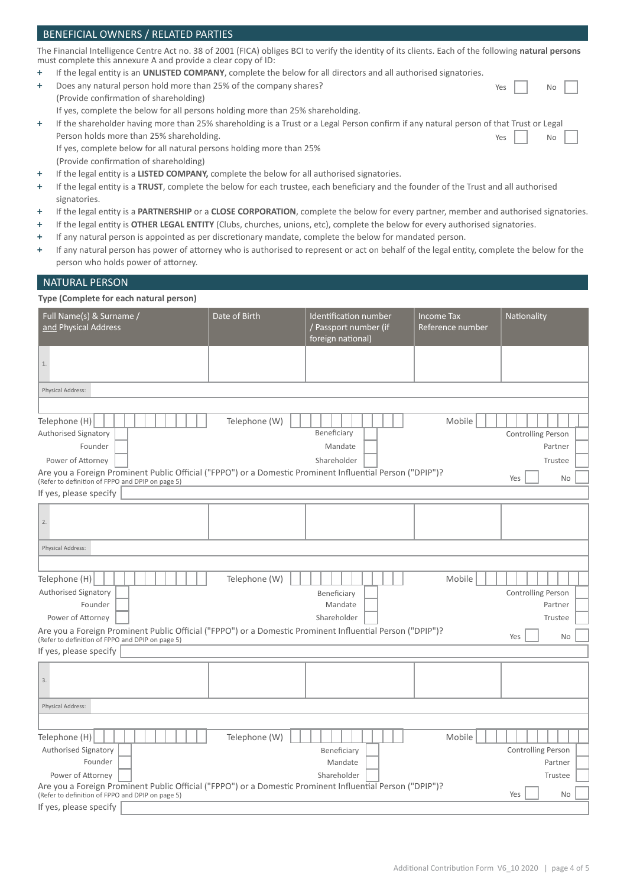## BENEFICIAL OWNERS / RELATED PARTIES

The Financial Intelligence Centre Act no. 38 of 2001 (FICA) obliges BCI to verify the identity of its clients. Each of the following **natural persons** must complete this annexure A and provide a clear copy of ID:

- If the legal entity is an **UNLISTED COMPANY**, complete the below for all directors and all authorised signatories.
- Does any natural person hold more than 25% of the company shares? Yes ☐ No ☐
  (Provide confirmation of shareholding)
  If yes, complete the below for all persons holding more than 25% shareholding.
- If the shareholder having more than 25% shareholding is a Trust or a Legal Person confirm if any natural person of that Trust or Legal Person holds more than 25% shareholding. Yes ☐ No ☐
  If yes, complete below for all natural persons holding more than 25%
  (Provide confirmation of shareholding)
- If the legal entity is a **LISTED COMPANY,** complete the below for all authorised signatories.
- If the legal entity is a **TRUST**, complete the below for each trustee, each beneficiary and the founder of the Trust and all authorised signatories.
- If the legal entity is a **PARTNERSHIP** or a **CLOSE CORPORATION**, complete the below for every partner, member and authorised signatories.
- If the legal entity is **OTHER LEGAL ENTITY** (Clubs, churches, unions, etc), complete the below for every authorised signatories.
- If any natural person is appointed as per discretionary mandate, complete the below for mandated person.
- If any natural person has power of attorney who is authorised to represent or act on behalf of the legal entity, complete the below for the person who holds power of attorney.

## NATURAL PERSON

**Type (Complete for each natural person)**

| Full Name(s) & Surname / and Physical Address | Date of Birth | Identification number / Passport number (if foreign national) | Income Tax Reference number | Nationality |
|---|---|---|---|---|
| 1. | | | | |
| Physical Address: | | | | |

Telephone (H) ☐ Telephone (W) ☐ Mobile ☐

Authorised Signatory ☐ Beneficiary ☐ Controlling Person ☐
Founder ☐ Mandate ☐ Partner ☐
Power of Attorney ☐ Shareholder ☐ Trustee ☐

Are you a Foreign Prominent Public Official ("FPPO") or a Domestic Prominent Influential Person ("DPIP")? Yes ☐ No ☐
(Refer to definition of FPPO and DPIP on page 5)

If yes, please specify ____________

| Full Name(s) & Surname / and Physical Address | Date of Birth | Identification number / Passport number (if foreign national) | Income Tax Reference number | Nationality |
|---|---|---|---|---|
| 2. | | | | |
| Physical Address: | | | | |

Telephone (H) ☐ Telephone (W) ☐ Mobile ☐

Authorised Signatory ☐ Beneficiary ☐ Controlling Person ☐
Founder ☐ Mandate ☐ Partner ☐
Power of Attorney ☐ Shareholder ☐ Trustee ☐

Are you a Foreign Prominent Public Official ("FPPO") or a Domestic Prominent Influential Person ("DPIP")? Yes ☐ No ☐
(Refer to definition of FPPO and DPIP on page 5)

If yes, please specify ____________

| Full Name(s) & Surname / and Physical Address | Date of Birth | Identification number / Passport number (if foreign national) | Income Tax Reference number | Nationality |
|---|---|---|---|---|
| 3. | | | | |
| Physical Address: | | | | |

Telephone (H) ☐ Telephone (W) ☐ Mobile ☐

Authorised Signatory ☐ Beneficiary ☐ Controlling Person ☐
Founder ☐ Mandate ☐ Partner ☐
Power of Attorney ☐ Shareholder ☐ Trustee ☐

Are you a Foreign Prominent Public Official ("FPPO") or a Domestic Prominent Influential Person ("DPIP")? Yes ☐ No ☐
(Refer to definition of FPPO and DPIP on page 5)

If yes, please specify ____________

Additional Contribution Form V6_10 2020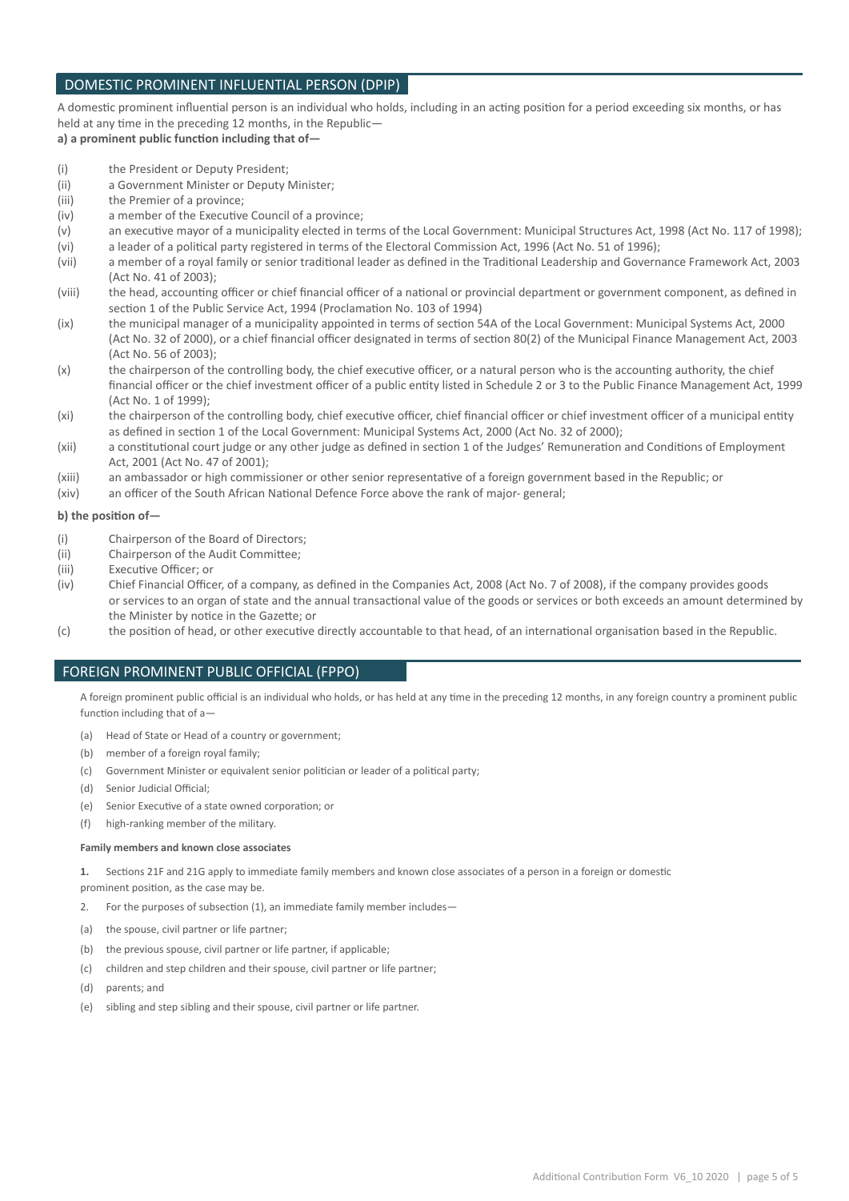## DOMESTIC PROMINENT INFLUENTIAL PERSON (DPIP)

A domestic prominent influential person is an individual who holds, including in an acting position for a period exceeding six months, or has held at any time in the preceding 12 months, in the Republic—

**a) a prominent public function including that of—**

(i) the President or Deputy President;
(ii) a Government Minister or Deputy Minister;
(iii) the Premier of a province;
(iv) a member of the Executive Council of a province;
(v) an executive mayor of a municipality elected in terms of the Local Government: Municipal Structures Act, 1998 (Act No. 117 of 1998);
(vi) a leader of a political party registered in terms of the Electoral Commission Act, 1996 (Act No. 51 of 1996);
(vii) a member of a royal family or senior traditional leader as defined in the Traditional Leadership and Governance Framework Act, 2003 (Act No. 41 of 2003);
(viii) the head, accounting officer or chief financial officer of a national or provincial department or government component, as defined in section 1 of the Public Service Act, 1994 (Proclamation No. 103 of 1994)
(ix) the municipal manager of a municipality appointed in terms of section 54A of the Local Government: Municipal Systems Act, 2000 (Act No. 32 of 2000), or a chief financial officer designated in terms of section 80(2) of the Municipal Finance Management Act, 2003 (Act No. 56 of 2003);
(x) the chairperson of the controlling body, the chief executive officer, or a natural person who is the accounting authority, the chief financial officer or the chief investment officer of a public entity listed in Schedule 2 or 3 to the Public Finance Management Act, 1999 (Act No. 1 of 1999);
(xi) the chairperson of the controlling body, chief executive officer, chief financial officer or chief investment officer of a municipal entity as defined in section 1 of the Local Government: Municipal Systems Act, 2000 (Act No. 32 of 2000);
(xii) a constitutional court judge or any other judge as defined in section 1 of the Judges' Remuneration and Conditions of Employment Act, 2001 (Act No. 47 of 2001);
(xiii) an ambassador or high commissioner or other senior representative of a foreign government based in the Republic; or
(xiv) an officer of the South African National Defence Force above the rank of major- general;

**b) the position of—**

(i) Chairperson of the Board of Directors;
(ii) Chairperson of the Audit Committee;
(iii) Executive Officer; or
(iv) Chief Financial Officer, of a company, as defined in the Companies Act, 2008 (Act No. 7 of 2008), if the company provides goods or services to an organ of state and the annual transactional value of the goods or services or both exceeds an amount determined by the Minister by notice in the Gazette; or

(c) the position of head, or other executive directly accountable to that head, of an international organisation based in the Republic.

## FOREIGN PROMINENT PUBLIC OFFICIAL (FPPO)

A foreign prominent public official is an individual who holds, or has held at any time in the preceding 12 months, in any foreign country a prominent public function including that of a—

(a) Head of State or Head of a country or government;
(b) member of a foreign royal family;
(c) Government Minister or equivalent senior politician or leader of a political party;
(d) Senior Judicial Official;
(e) Senior Executive of a state owned corporation; or
(f) high-ranking member of the military.

**Family members and known close associates**

**1.** Sections 21F and 21G apply to immediate family members and known close associates of a person in a foreign or domestic prominent position, as the case may be.

2. For the purposes of subsection (1), an immediate family member includes—

(a) the spouse, civil partner or life partner;
(b) the previous spouse, civil partner or life partner, if applicable;
(c) children and step children and their spouse, civil partner or life partner;
(d) parents; and
(e) sibling and step sibling and their spouse, civil partner or life partner.